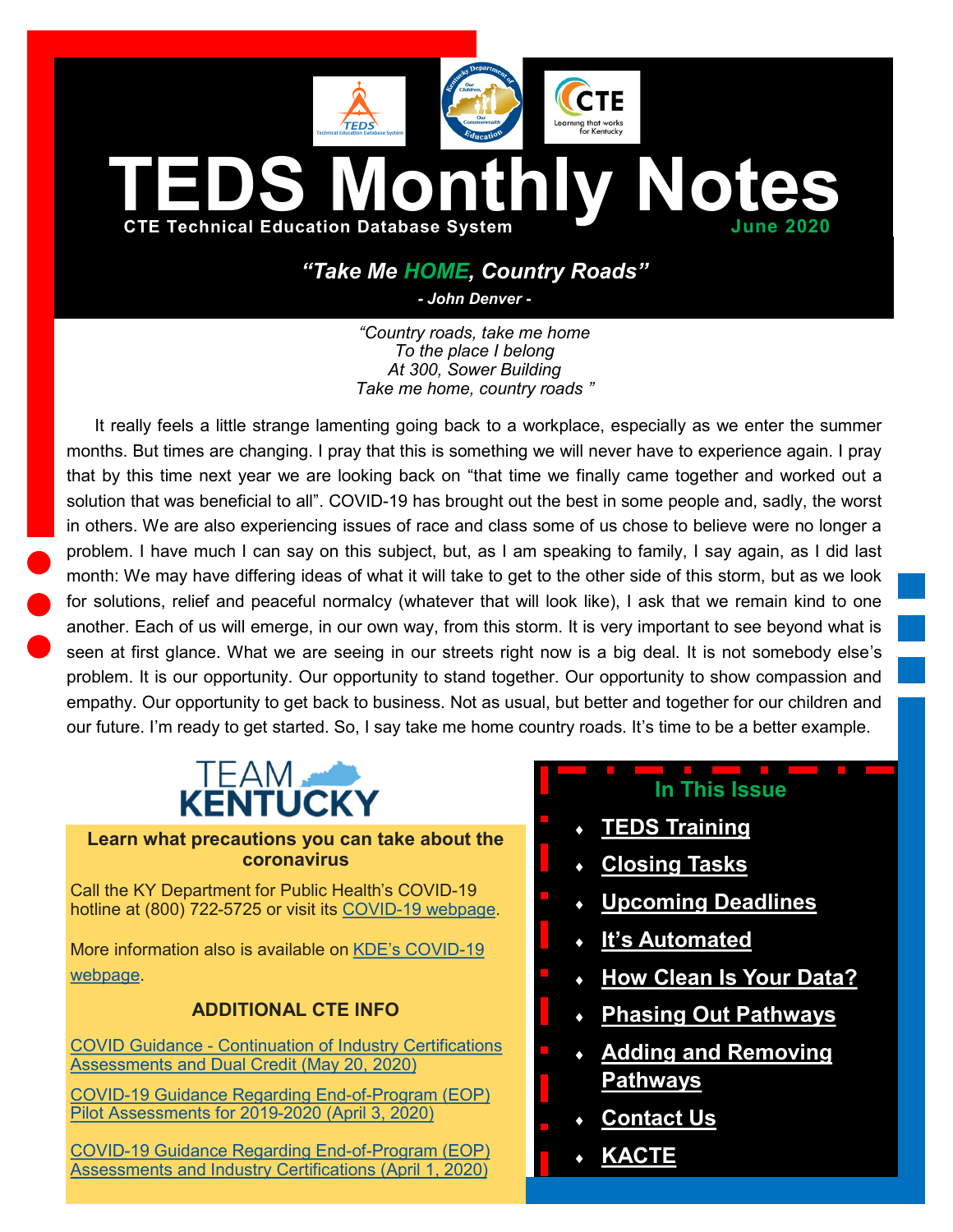# TEDS Monthly Notes

**CTE Technical Education Database System** **June 2020**

## *"Take Me HOME, Country Roads"*

***- John Denver -***

*"Country roads, take me home*
*To the place I belong*
*At 300, Sower Building*
*Take me home, country roads "*

It really feels a little strange lamenting going back to a workplace, especially as we enter the summer months. But times are changing. I pray that this is something we will never have to experience again. I pray that by this time next year we are looking back on "that time we finally came together and worked out a solution that was beneficial to all". COVID-19 has brought out the best in some people and, sadly, the worst in others. We are also experiencing issues of race and class some of us chose to believe were no longer a problem. I have much I can say on this subject, but, as I am speaking to family, I say again, as I did last month: We may have differing ideas of what it will take to get to the other side of this storm, but as we look for solutions, relief and peaceful normalcy (whatever that will look like), I ask that we remain kind to one another. Each of us will emerge, in our own way, from this storm. It is very important to see beyond what is seen at first glance. What we are seeing in our streets right now is a big deal. It is not somebody else's problem. It is our opportunity. Our opportunity to stand together. Our opportunity to show compassion and empathy. Our opportunity to get back to business. Not as usual, but better and together for our children and our future. I'm ready to get started. So, I say take me home country roads. It's time to be a better example.

### TEAM KENTUCKY

**Learn what precautions you can take about the coronavirus**

Call the KY Department for Public Health's COVID-19 hotline at (800) 722-5725 or visit its COVID-19 webpage.

More information also is available on KDE's COVID-19 webpage.

**ADDITIONAL CTE INFO**

COVID Guidance - Continuation of Industry Certifications Assessments and Dual Credit (May 20, 2020)

COVID-19 Guidance Regarding End-of-Program (EOP) Pilot Assessments for 2019-2020 (April 3, 2020)

COVID-19 Guidance Regarding End-of-Program (EOP) Assessments and Industry Certifications (April 1, 2020)

### In This Issue

- TEDS Training
- Closing Tasks
- Upcoming Deadlines
- It's Automated
- How Clean Is Your Data?
- Phasing Out Pathways
- Adding and Removing Pathways
- Contact Us
- KACTE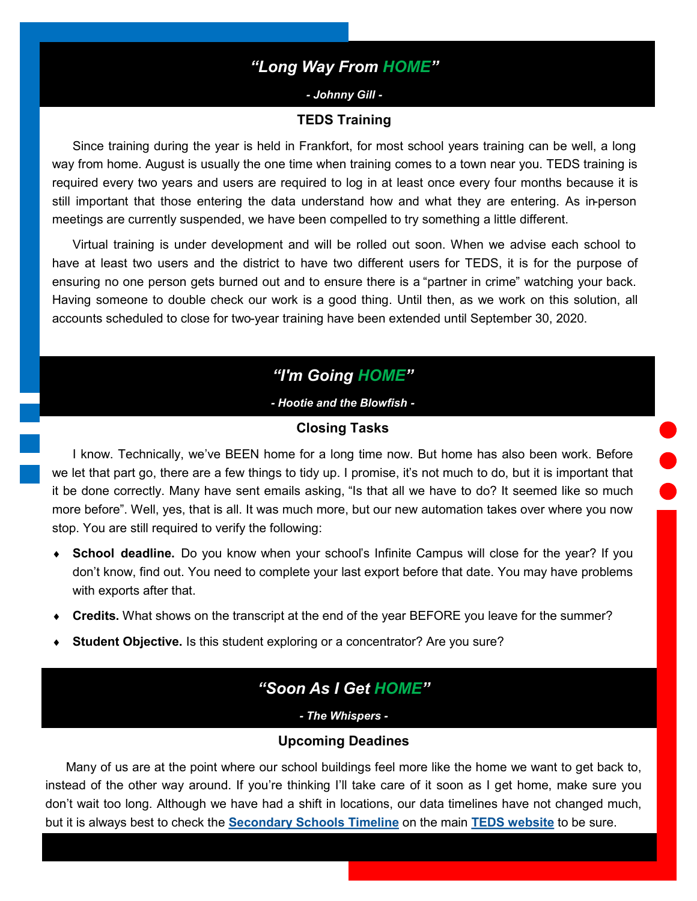## *"Long Way From HOME"*

***- Johnny Gill -***

### TEDS Training

Since training during the year is held in Frankfort, for most school years training can be well, a long way from home. August is usually the one time when training comes to a town near you. TEDS training is required every two years and users are required to log in at least once every four months because it is still important that those entering the data understand how and what they are entering. As in-person meetings are currently suspended, we have been compelled to try something a little different.

Virtual training is under development and will be rolled out soon. When we advise each school to have at least two users and the district to have two different users for TEDS, it is for the purpose of ensuring no one person gets burned out and to ensure there is a "partner in crime" watching your back. Having someone to double check our work is a good thing. Until then, as we work on this solution, all accounts scheduled to close for two-year training have been extended until September 30, 2020.

## *"I'm Going HOME"*

***- Hootie and the Blowfish -***

### Closing Tasks

I know. Technically, we've BEEN home for a long time now. But home has also been work. Before we let that part go, there are a few things to tidy up. I promise, it's not much to do, but it is important that it be done correctly. Many have sent emails asking, "Is that all we have to do? It seemed like so much more before". Well, yes, that is all. It was much more, but our new automation takes over where you now stop. You are still required to verify the following:

- **School deadline.** Do you know when your school's Infinite Campus will close for the year? If you don't know, find out. You need to complete your last export before that date. You may have problems with exports after that.
- **Credits.** What shows on the transcript at the end of the year BEFORE you leave for the summer?
- **Student Objective.** Is this student exploring or a concentrator? Are you sure?

## *"Soon As I Get HOME"*

***- The Whispers -***

### Upcoming Deadines

Many of us are at the point where our school buildings feel more like the home we want to get back to, instead of the other way around. If you're thinking I'll take care of it soon as I get home, make sure you don't wait too long. Although we have had a shift in locations, our data timelines have not changed much, but it is always best to check the **Secondary Schools Timeline** on the main **TEDS website** to be sure.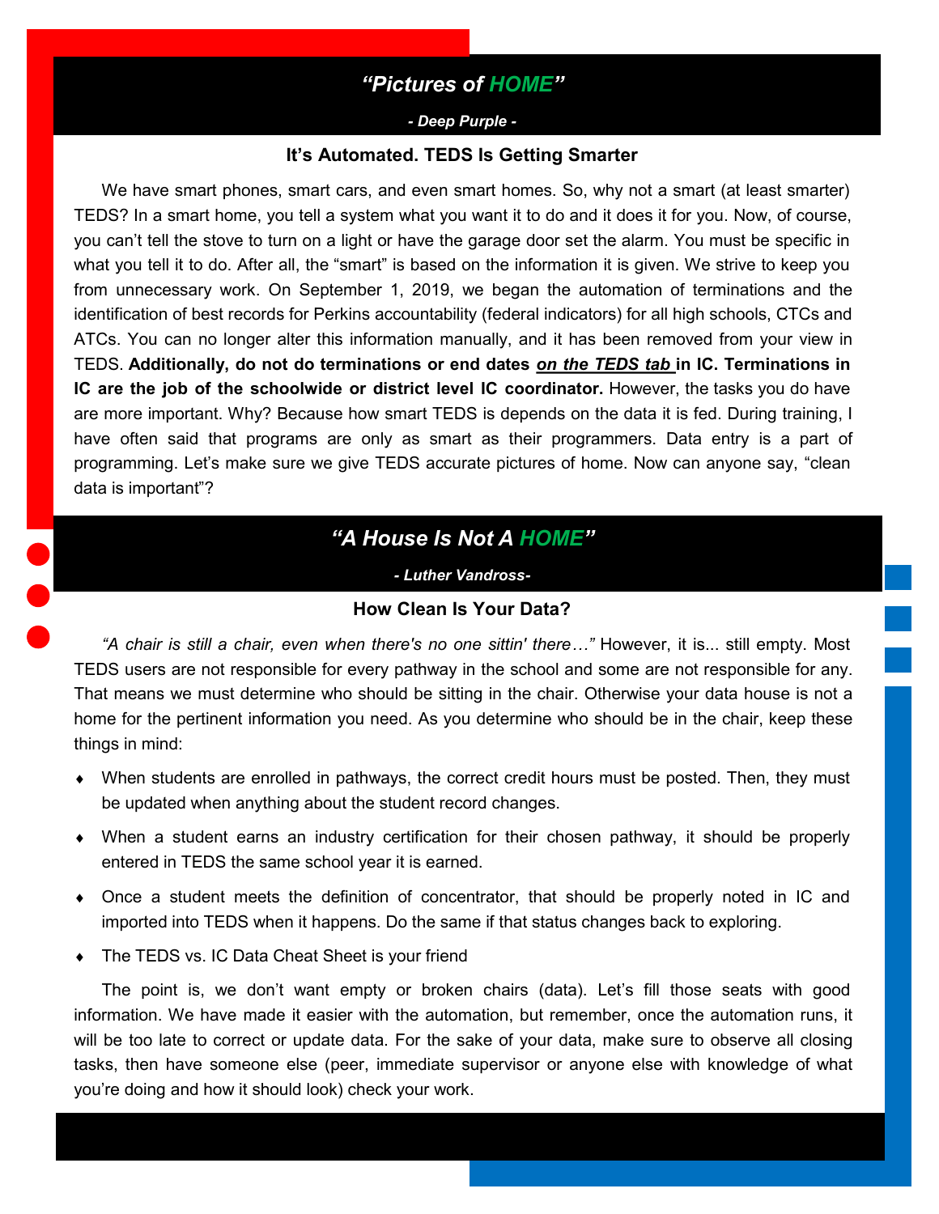## *"Pictures of HOME"*

***- Deep Purple -***

### It's Automated. TEDS Is Getting Smarter

We have smart phones, smart cars, and even smart homes. So, why not a smart (at least smarter) TEDS? In a smart home, you tell a system what you want it to do and it does it for you. Now, of course, you can't tell the stove to turn on a light or have the garage door set the alarm. You must be specific in what you tell it to do. After all, the "smart" is based on the information it is given. We strive to keep you from unnecessary work. On September 1, 2019, we began the automation of terminations and the identification of best records for Perkins accountability (federal indicators) for all high schools, CTCs and ATCs. You can no longer alter this information manually, and it has been removed from your view in TEDS. **Additionally, do not do terminations or end dates *on the TEDS tab* in IC. Terminations in IC are the job of the schoolwide or district level IC coordinator.** However, the tasks you do have are more important. Why? Because how smart TEDS is depends on the data it is fed. During training, I have often said that programs are only as smart as their programmers. Data entry is a part of programming. Let's make sure we give TEDS accurate pictures of home. Now can anyone say, "clean data is important"?

## *"A House Is Not A HOME"*

***- Luther Vandross-***

### How Clean Is Your Data?

*"A chair is still a chair, even when there's no one sittin' there…"* However, it is... still empty. Most TEDS users are not responsible for every pathway in the school and some are not responsible for any. That means we must determine who should be sitting in the chair. Otherwise your data house is not a home for the pertinent information you need. As you determine who should be in the chair, keep these things in mind:

- When students are enrolled in pathways, the correct credit hours must be posted. Then, they must be updated when anything about the student record changes.
- When a student earns an industry certification for their chosen pathway, it should be properly entered in TEDS the same school year it is earned.
- Once a student meets the definition of concentrator, that should be properly noted in IC and imported into TEDS when it happens. Do the same if that status changes back to exploring.
- The TEDS vs. IC Data Cheat Sheet is your friend

The point is, we don't want empty or broken chairs (data). Let's fill those seats with good information. We have made it easier with the automation, but remember, once the automation runs, it will be too late to correct or update data. For the sake of your data, make sure to observe all closing tasks, then have someone else (peer, immediate supervisor or anyone else with knowledge of what you're doing and how it should look) check your work.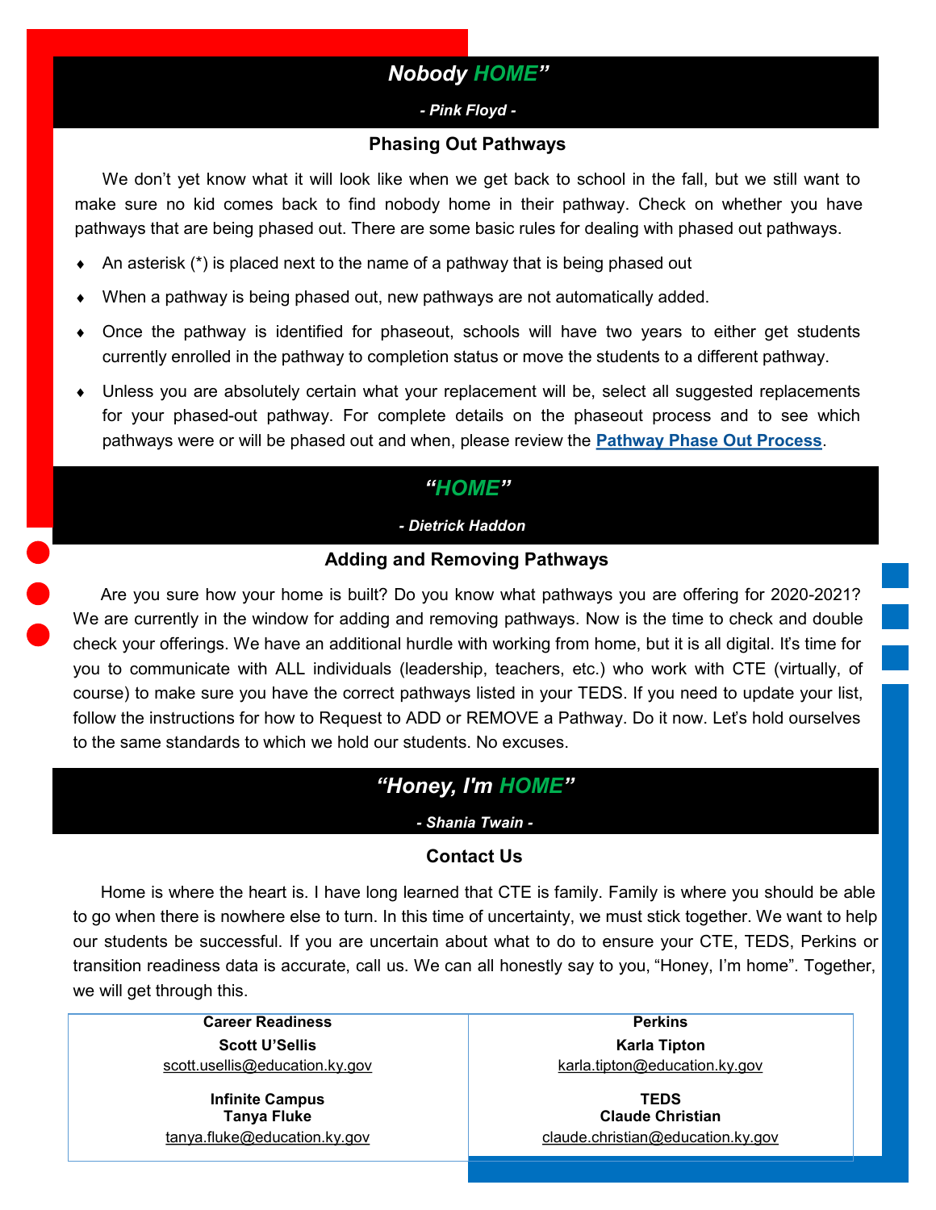## *Nobody HOME"*

***- Pink Floyd -***

### Phasing Out Pathways

We don't yet know what it will look like when we get back to school in the fall, but we still want to make sure no kid comes back to find nobody home in their pathway. Check on whether you have pathways that are being phased out. There are some basic rules for dealing with phased out pathways.

- An asterisk (*) is placed next to the name of a pathway that is being phased out
- When a pathway is being phased out, new pathways are not automatically added.
- Once the pathway is identified for phaseout, schools will have two years to either get students currently enrolled in the pathway to completion status or move the students to a different pathway.
- Unless you are absolutely certain what your replacement will be, select all suggested replacements for your phased-out pathway. For complete details on the phaseout process and to see which pathways were or will be phased out and when, please review the **Pathway Phase Out Process**.

## *"HOME"*

***- Dietrick Haddon***

### Adding and Removing Pathways

Are you sure how your home is built? Do you know what pathways you are offering for 2020-2021? We are currently in the window for adding and removing pathways. Now is the time to check and double check your offerings. We have an additional hurdle with working from home, but it is all digital. It's time for you to communicate with ALL individuals (leadership, teachers, etc.) who work with CTE (virtually, of course) to make sure you have the correct pathways listed in your TEDS. If you need to update your list, follow the instructions for how to Request to ADD or REMOVE a Pathway. Do it now. Let's hold ourselves to the same standards to which we hold our students. No excuses.

## *"Honey, I'm HOME"*

***- Shania Twain -***

### Contact Us

Home is where the heart is. I have long learned that CTE is family. Family is where you should be able to go when there is nowhere else to turn. In this time of uncertainty, we must stick together. We want to help our students be successful. If you are uncertain about what to do to ensure your CTE, TEDS, Perkins or transition readiness data is accurate, call us. We can all honestly say to you, "Honey, I'm home". Together, we will get through this.

| Career Readiness | Perkins |
|---|---|
| **Scott U'Sellis**<br>scott.usellis@education.ky.gov | **Karla Tipton**<br>karla.tipton@education.ky.gov |
| **Infinite Campus**<br>**Tanya Fluke**<br>tanya.fluke@education.ky.gov | **TEDS**<br>**Claude Christian**<br>claude.christian@education.ky.gov |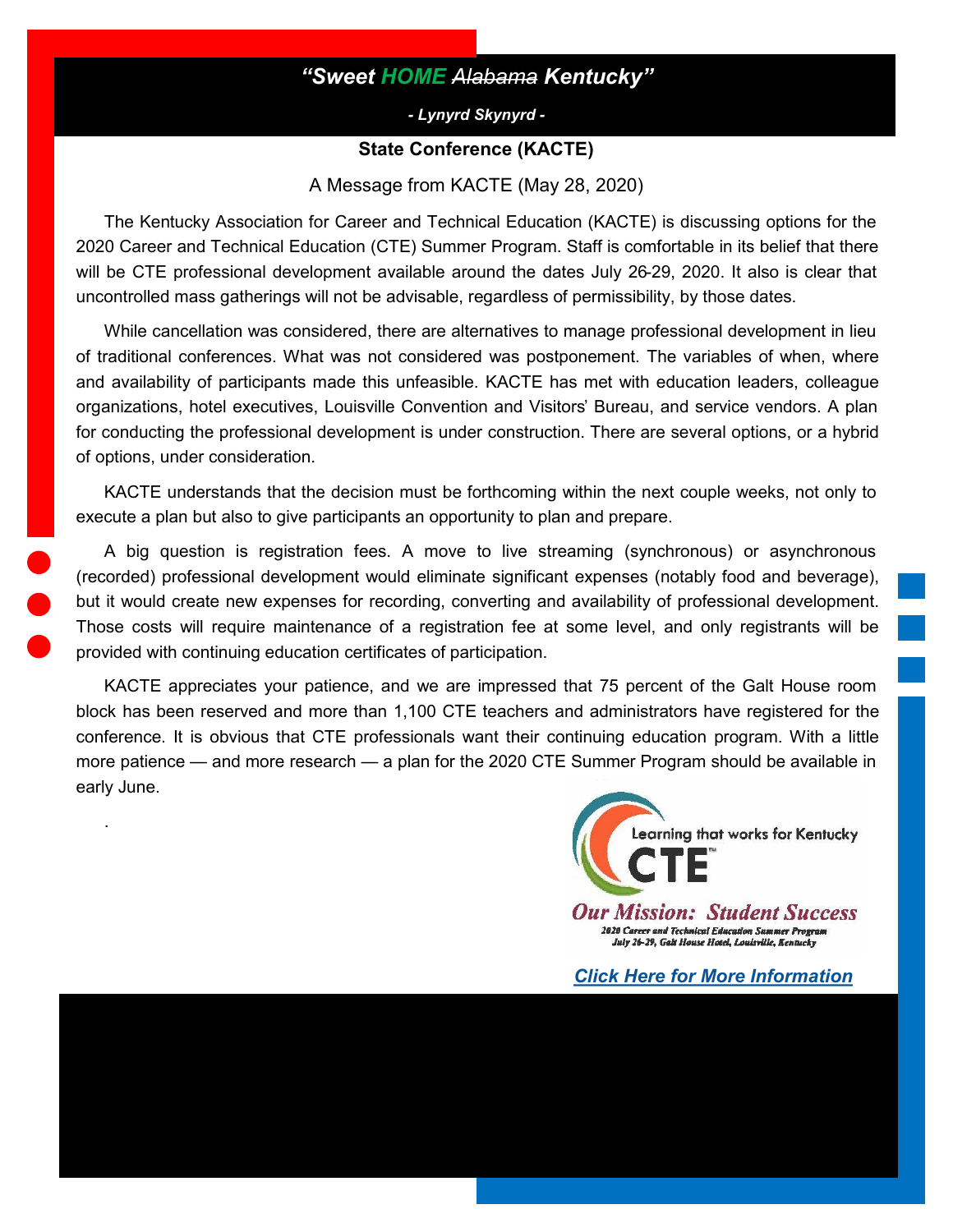## *"Sweet HOME ~~Alabama~~ Kentucky"*

*- Lynyrd Skynyrd -*

### State Conference (KACTE)

A Message from KACTE (May 28, 2020)

The Kentucky Association for Career and Technical Education (KACTE) is discussing options for the 2020 Career and Technical Education (CTE) Summer Program. Staff is comfortable in its belief that there will be CTE professional development available around the dates July 26-29, 2020. It also is clear that uncontrolled mass gatherings will not be advisable, regardless of permissibility, by those dates.

While cancellation was considered, there are alternatives to manage professional development in lieu of traditional conferences. What was not considered was postponement. The variables of when, where and availability of participants made this unfeasible. KACTE has met with education leaders, colleague organizations, hotel executives, Louisville Convention and Visitors' Bureau, and service vendors. A plan for conducting the professional development is under construction. There are several options, or a hybrid of options, under consideration.

KACTE understands that the decision must be forthcoming within the next couple weeks, not only to execute a plan but also to give participants an opportunity to plan and prepare.

A big question is registration fees. A move to live streaming (synchronous) or asynchronous (recorded) professional development would eliminate significant expenses (notably food and beverage), but it would create new expenses for recording, converting and availability of professional development. Those costs will require maintenance of a registration fee at some level, and only registrants will be provided with continuing education certificates of participation.

KACTE appreciates your patience, and we are impressed that 75 percent of the Galt House room block has been reserved and more than 1,100 CTE teachers and administrators have registered for the conference. It is obvious that CTE professionals want their continuing education program. With a little more patience — and more research — a plan for the 2020 CTE Summer Program should be available in early June.

.

Learning that works for Kentucky

CTE™

*Our Mission: Student Success*

*2020 Career and Technical Education Summer Program*
*July 26-29, Galt House Hotel, Louisville, Kentucky*

***Click Here for More Information***